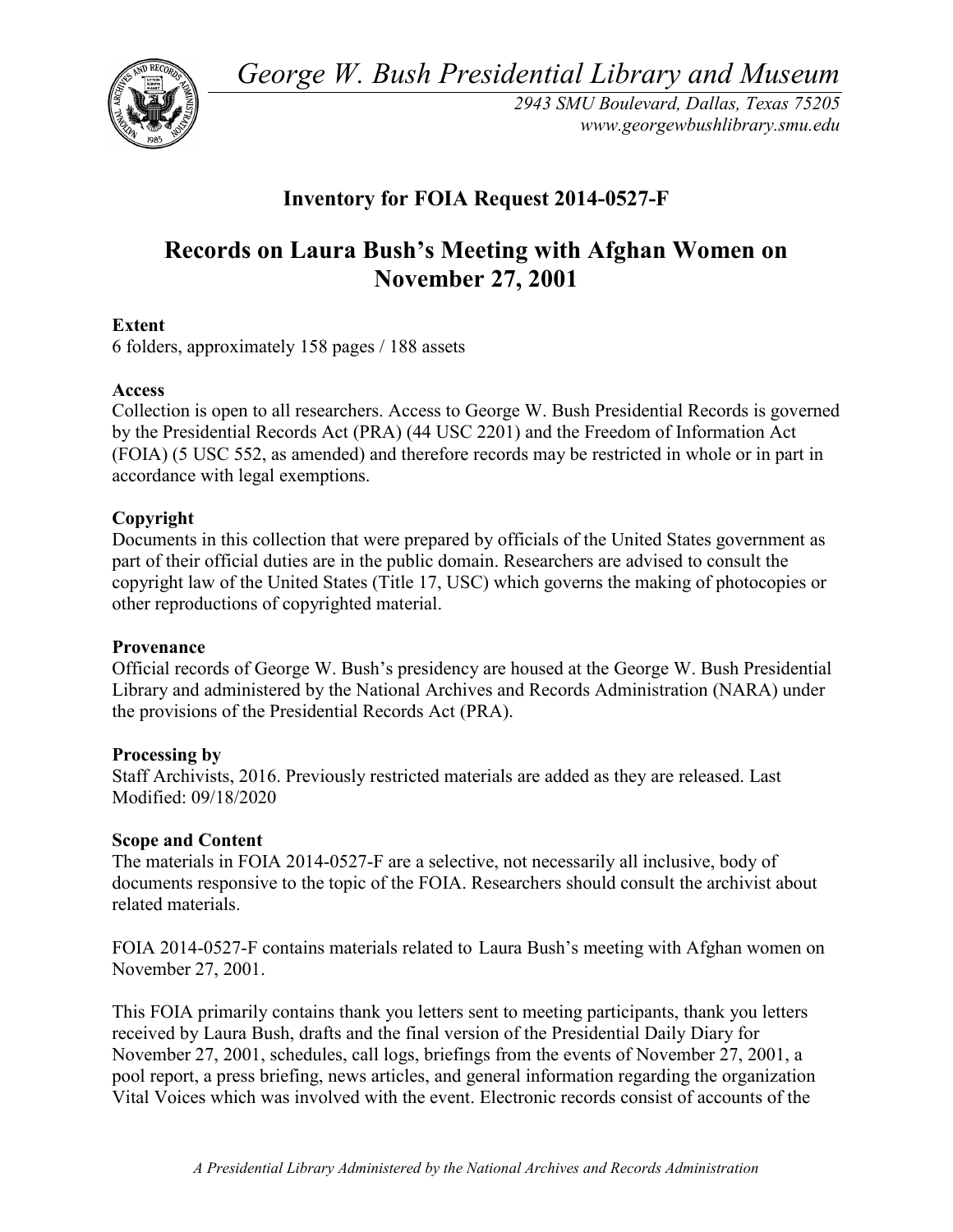*George W. Bush Presidential Library and Museum*

*2943 SMU Boulevard, Dallas, Texas 75205*
*www.georgewbushlibrary.smu.edu*

## Inventory for FOIA Request 2014-0527-F

# Records on Laura Bush's Meeting with Afghan Women on November 27, 2001

**Extent**
6 folders, approximately 158 pages / 188 assets

**Access**
Collection is open to all researchers. Access to George W. Bush Presidential Records is governed by the Presidential Records Act (PRA) (44 USC 2201) and the Freedom of Information Act (FOIA) (5 USC 552, as amended) and therefore records may be restricted in whole or in part in accordance with legal exemptions.

**Copyright**
Documents in this collection that were prepared by officials of the United States government as part of their official duties are in the public domain. Researchers are advised to consult the copyright law of the United States (Title 17, USC) which governs the making of photocopies or other reproductions of copyrighted material.

**Provenance**
Official records of George W. Bush's presidency are housed at the George W. Bush Presidential Library and administered by the National Archives and Records Administration (NARA) under the provisions of the Presidential Records Act (PRA).

**Processing by**
Staff Archivists, 2016. Previously restricted materials are added as they are released. Last Modified: 09/18/2020

**Scope and Content**
The materials in FOIA 2014-0527-F are a selective, not necessarily all inclusive, body of documents responsive to the topic of the FOIA. Researchers should consult the archivist about related materials.

FOIA 2014-0527-F contains materials related to Laura Bush's meeting with Afghan women on November 27, 2001.

This FOIA primarily contains thank you letters sent to meeting participants, thank you letters received by Laura Bush, drafts and the final version of the Presidential Daily Diary for November 27, 2001, schedules, call logs, briefings from the events of November 27, 2001, a pool report, a press briefing, news articles, and general information regarding the organization Vital Voices which was involved with the event. Electronic records consist of accounts of the

*A Presidential Library Administered by the National Archives and Records Administration*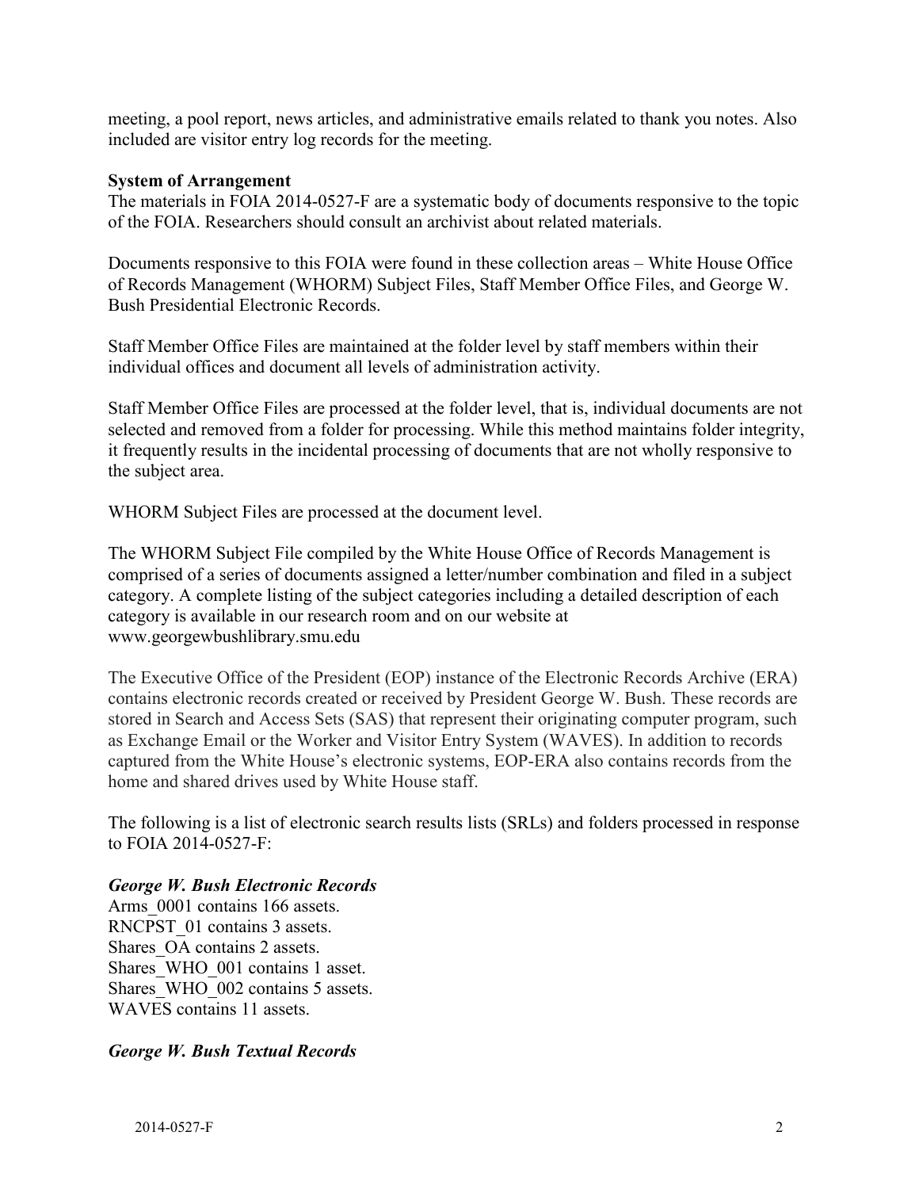meeting, a pool report, news articles, and administrative emails related to thank you notes. Also included are visitor entry log records for the meeting.

**System of Arrangement**

The materials in FOIA 2014-0527-F are a systematic body of documents responsive to the topic of the FOIA. Researchers should consult an archivist about related materials.

Documents responsive to this FOIA were found in these collection areas – White House Office of Records Management (WHORM) Subject Files, Staff Member Office Files, and George W. Bush Presidential Electronic Records.

Staff Member Office Files are maintained at the folder level by staff members within their individual offices and document all levels of administration activity.

Staff Member Office Files are processed at the folder level, that is, individual documents are not selected and removed from a folder for processing. While this method maintains folder integrity, it frequently results in the incidental processing of documents that are not wholly responsive to the subject area.

WHORM Subject Files are processed at the document level.

The WHORM Subject File compiled by the White House Office of Records Management is comprised of a series of documents assigned a letter/number combination and filed in a subject category. A complete listing of the subject categories including a detailed description of each category is available in our research room and on our website at www.georgewbushlibrary.smu.edu

The Executive Office of the President (EOP) instance of the Electronic Records Archive (ERA) contains electronic records created or received by President George W. Bush. These records are stored in Search and Access Sets (SAS) that represent their originating computer program, such as Exchange Email or the Worker and Visitor Entry System (WAVES). In addition to records captured from the White House's electronic systems, EOP-ERA also contains records from the home and shared drives used by White House staff.

The following is a list of electronic search results lists (SRLs) and folders processed in response to FOIA 2014-0527-F:

***George W. Bush Electronic Records***

Arms_0001 contains 166 assets.
RNCPST_01 contains 3 assets.
Shares_OA contains 2 assets.
Shares_WHO_001 contains 1 asset.
Shares_WHO_002 contains 5 assets.
WAVES contains 11 assets.

***George W. Bush Textual Records***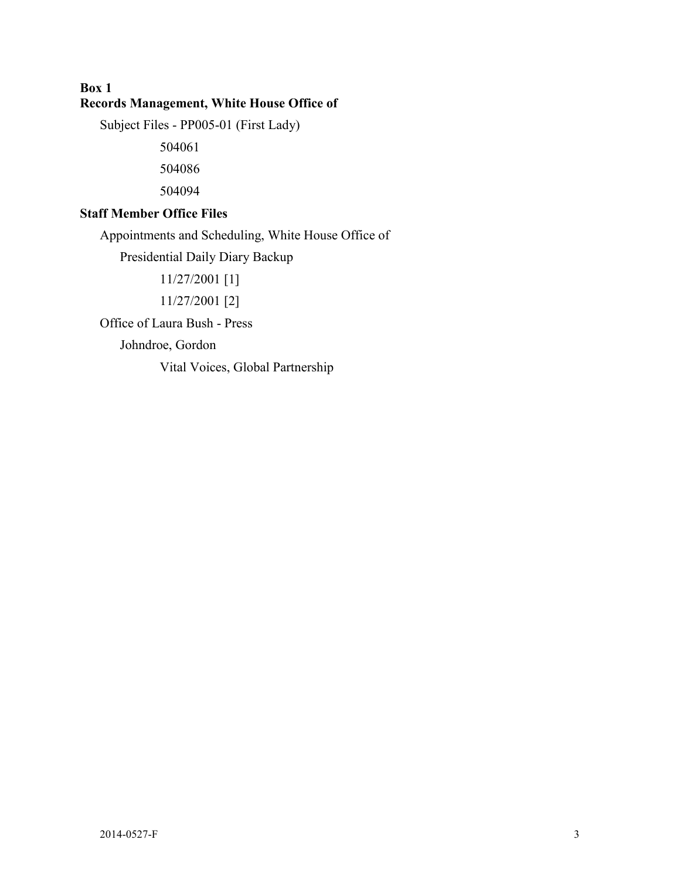**Box 1**

**Records Management, White House Office of**

Subject Files - PP005-01 (First Lady)

504061

504086

504094

**Staff Member Office Files**

Appointments and Scheduling, White House Office of

Presidential Daily Diary Backup

11/27/2001 [1]

11/27/2001 [2]

Office of Laura Bush - Press

Johndroe, Gordon

Vital Voices, Global Partnership

2014-0527-F